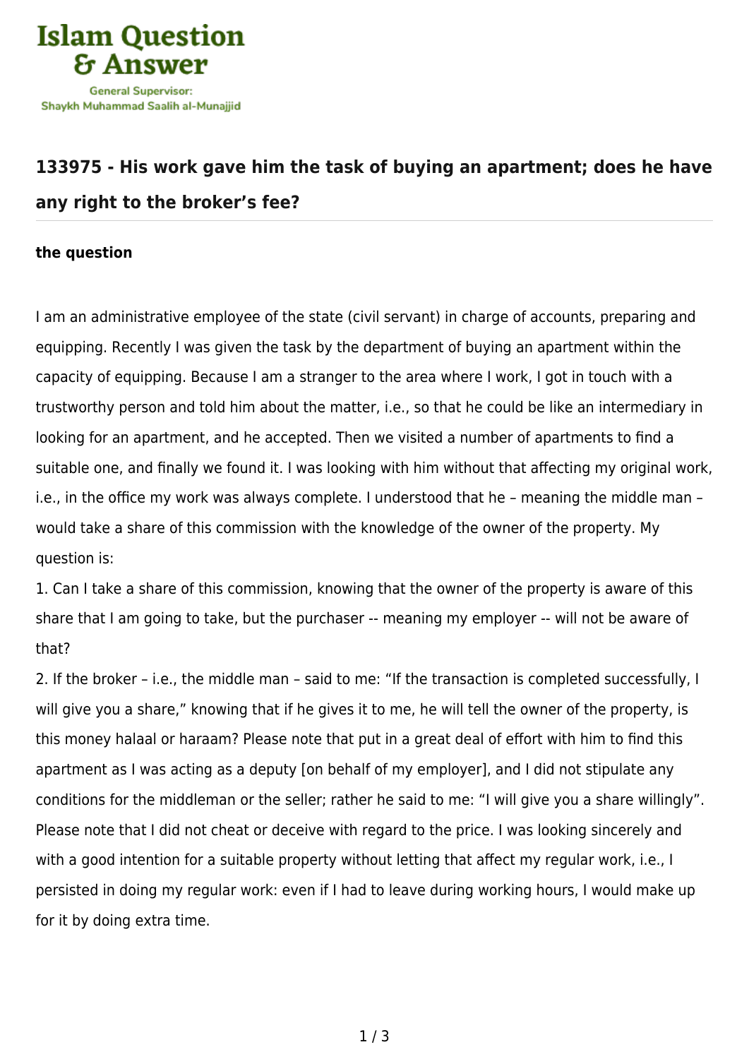Islam Question & Answer

General Supervisor: Shaykh Muhammad Saalih al-Munajjid

## 133975 - His work gave him the task of buying an apartment; does he have any right to the broker's fee?

### the question

I am an administrative employee of the state (civil servant) in charge of accounts, preparing and equipping. Recently I was given the task by the department of buying an apartment within the capacity of equipping. Because I am a stranger to the area where I work, I got in touch with a trustworthy person and told him about the matter, i.e., so that he could be like an intermediary in looking for an apartment, and he accepted. Then we visited a number of apartments to find a suitable one, and finally we found it. I was looking with him without that affecting my original work, i.e., in the office my work was always complete. I understood that he – meaning the middle man – would take a share of this commission with the knowledge of the owner of the property. My question is:

1. Can I take a share of this commission, knowing that the owner of the property is aware of this share that I am going to take, but the purchaser -- meaning my employer -- will not be aware of that?
2. If the broker – i.e., the middle man – said to me: "If the transaction is completed successfully, I will give you a share," knowing that if he gives it to me, he will tell the owner of the property, is this money halaal or haraam? Please note that put in a great deal of effort with him to find this apartment as I was acting as a deputy [on behalf of my employer], and I did not stipulate any conditions for the middleman or the seller; rather he said to me: "I will give you a share willingly". Please note that I did not cheat or deceive with regard to the price. I was looking sincerely and with a good intention for a suitable property without letting that affect my regular work, i.e., I persisted in doing my regular work: even if I had to leave during working hours, I would make up for it by doing extra time.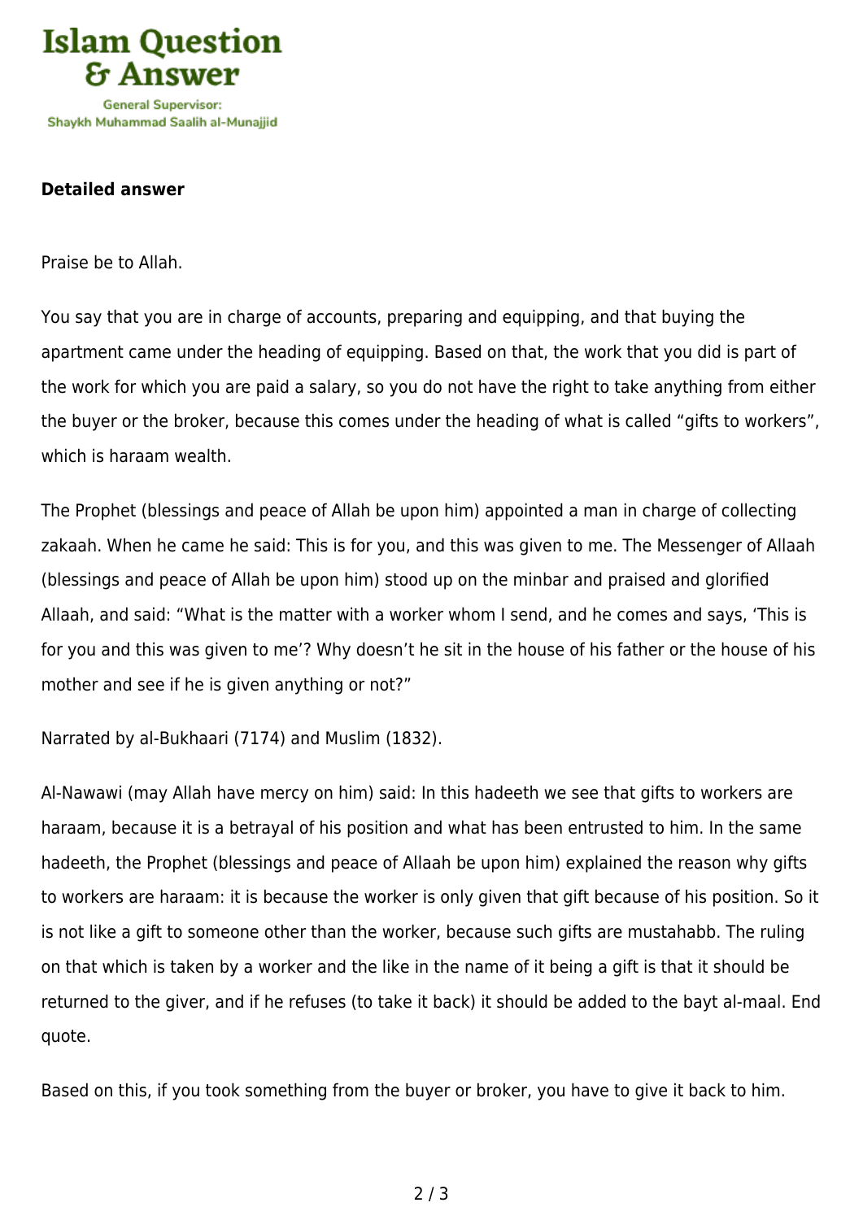**Detailed answer**

Praise be to Allah.

You say that you are in charge of accounts, preparing and equipping, and that buying the apartment came under the heading of equipping. Based on that, the work that you did is part of the work for which you are paid a salary, so you do not have the right to take anything from either the buyer or the broker, because this comes under the heading of what is called "gifts to workers", which is haraam wealth.

The Prophet (blessings and peace of Allah be upon him) appointed a man in charge of collecting zakaah. When he came he said: This is for you, and this was given to me. The Messenger of Allaah (blessings and peace of Allah be upon him) stood up on the minbar and praised and glorified Allaah, and said: "What is the matter with a worker whom I send, and he comes and says, 'This is for you and this was given to me'? Why doesn't he sit in the house of his father or the house of his mother and see if he is given anything or not?"

Narrated by al-Bukhaari (7174) and Muslim (1832).

Al-Nawawi (may Allah have mercy on him) said: In this hadeeth we see that gifts to workers are haraam, because it is a betrayal of his position and what has been entrusted to him. In the same hadeeth, the Prophet (blessings and peace of Allaah be upon him) explained the reason why gifts to workers are haraam: it is because the worker is only given that gift because of his position. So it is not like a gift to someone other than the worker, because such gifts are mustahabb. The ruling on that which is taken by a worker and the like in the name of it being a gift is that it should be returned to the giver, and if he refuses (to take it back) it should be added to the bayt al-maal. End quote.

Based on this, if you took something from the buyer or broker, you have to give it back to him.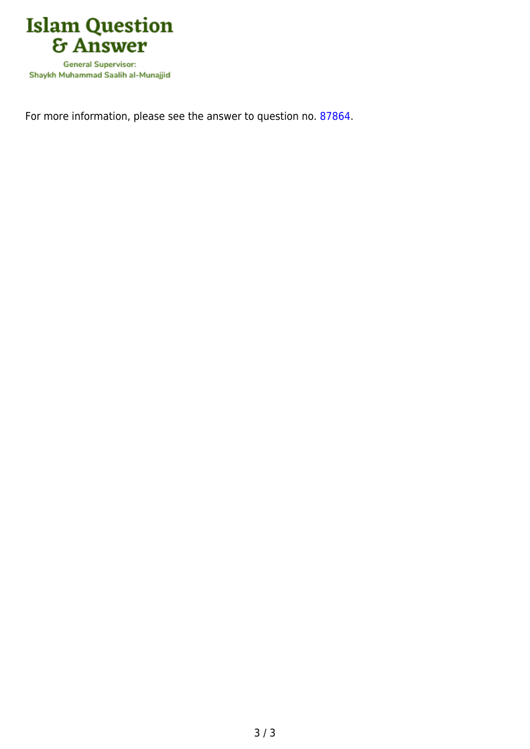For more information, please see the answer to question no. 87864.